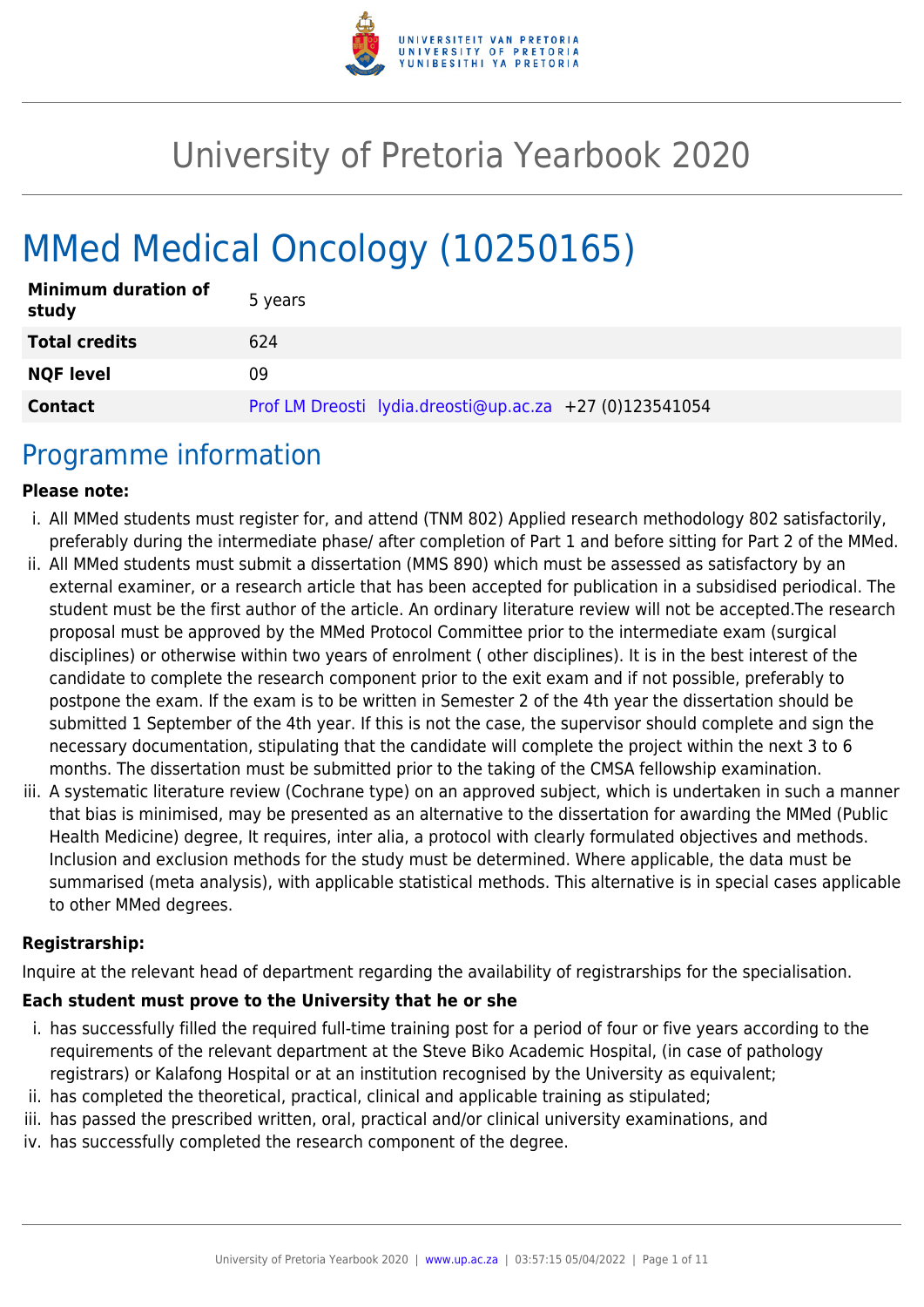# University of Pretoria Yearbook 2020

# MMed Medical Oncology (10250165)

| Minimum duration of study | 5 years |
|---|---|
| **Total credits** | 624 |
| **NQF level** | 09 |
| **Contact** | Prof LM Dreosti lydia.dreosti@up.ac.za +27 (0)123541054 |

## Programme information

**Please note:**

i. All MMed students must register for, and attend (TNM 802) Applied research methodology 802 satisfactorily, preferably during the intermediate phase/ after completion of Part 1 and before sitting for Part 2 of the MMed.

ii. All MMed students must submit a dissertation (MMS 890) which must be assessed as satisfactory by an external examiner, or a research article that has been accepted for publication in a subsidised periodical. The student must be the first author of the article. An ordinary literature review will not be accepted.The research proposal must be approved by the MMed Protocol Committee prior to the intermediate exam (surgical disciplines) or otherwise within two years of enrolment ( other disciplines). It is in the best interest of the candidate to complete the research component prior to the exit exam and if not possible, preferably to postpone the exam. If the exam is to be written in Semester 2 of the 4th year the dissertation should be submitted 1 September of the 4th year. If this is not the case, the supervisor should complete and sign the necessary documentation, stipulating that the candidate will complete the project within the next 3 to 6 months. The dissertation must be submitted prior to the taking of the CMSA fellowship examination.

iii. A systematic literature review (Cochrane type) on an approved subject, which is undertaken in such a manner that bias is minimised, may be presented as an alternative to the dissertation for awarding the MMed (Public Health Medicine) degree, It requires, inter alia, a protocol with clearly formulated objectives and methods. Inclusion and exclusion methods for the study must be determined. Where applicable, the data must be summarised (meta analysis), with applicable statistical methods. This alternative is in special cases applicable to other MMed degrees.

**Registrarship:**

Inquire at the relevant head of department regarding the availability of registrarships for the specialisation.

**Each student must prove to the University that he or she**

i. has successfully filled the required full-time training post for a period of four or five years according to the requirements of the relevant department at the Steve Biko Academic Hospital, (in case of pathology registrars) or Kalafong Hospital or at an institution recognised by the University as equivalent;

ii. has completed the theoretical, practical, clinical and applicable training as stipulated;

iii. has passed the prescribed written, oral, practical and/or clinical university examinations, and

iv. has successfully completed the research component of the degree.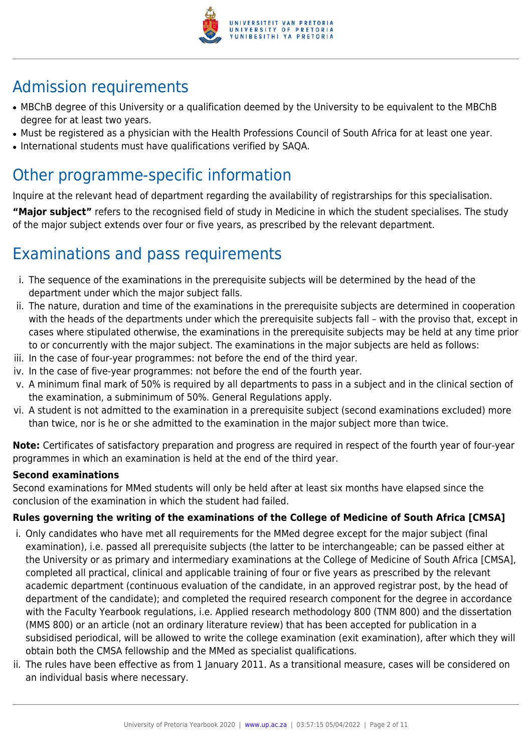## Admission requirements

- MBChB degree of this University or a qualification deemed by the University to be equivalent to the MBChB degree for at least two years.
- Must be registered as a physician with the Health Professions Council of South Africa for at least one year.
- International students must have qualifications verified by SAQA.

## Other programme-specific information

Inquire at the relevant head of department regarding the availability of registrarships for this specialisation.

**"Major subject"** refers to the recognised field of study in Medicine in which the student specialises. The study of the major subject extends over four or five years, as prescribed by the relevant department.

## Examinations and pass requirements

i. The sequence of the examinations in the prerequisite subjects will be determined by the head of the department under which the major subject falls.
ii. The nature, duration and time of the examinations in the prerequisite subjects are determined in cooperation with the heads of the departments under which the prerequisite subjects fall – with the proviso that, except in cases where stipulated otherwise, the examinations in the prerequisite subjects may be held at any time prior to or concurrently with the major subject. The examinations in the major subjects are held as follows:
iii. In the case of four-year programmes: not before the end of the third year.
iv. In the case of five-year programmes: not before the end of the fourth year.
v. A minimum final mark of 50% is required by all departments to pass in a subject and in the clinical section of the examination, a subminimum of 50%. General Regulations apply.
vi. A student is not admitted to the examination in a prerequisite subject (second examinations excluded) more than twice, nor is he or she admitted to the examination in the major subject more than twice.

**Note:** Certificates of satisfactory preparation and progress are required in respect of the fourth year of four-year programmes in which an examination is held at the end of the third year.

**Second examinations**

Second examinations for MMed students will only be held after at least six months have elapsed since the conclusion of the examination in which the student had failed.

**Rules governing the writing of the examinations of the College of Medicine of South Africa [CMSA]**

i. Only candidates who have met all requirements for the MMed degree except for the major subject (final examination), i.e. passed all prerequisite subjects (the latter to be interchangeable; can be passed either at the University or as primary and intermediary examinations at the College of Medicine of South Africa [CMSA], completed all practical, clinical and applicable training of four or five years as prescribed by the relevant academic department (continuous evaluation of the candidate, in an approved registrar post, by the head of department of the candidate); and completed the required research component for the degree in accordance with the Faculty Yearbook regulations, i.e. Applied research methodology 800 (TNM 800) and the dissertation (MMS 800) or an article (not an ordinary literature review) that has been accepted for publication in a subsidised periodical, will be allowed to write the college examination (exit examination), after which they will obtain both the CMSA fellowship and the MMed as specialist qualifications.
ii. The rules have been effective as from 1 January 2011. As a transitional measure, cases will be considered on an individual basis where necessary.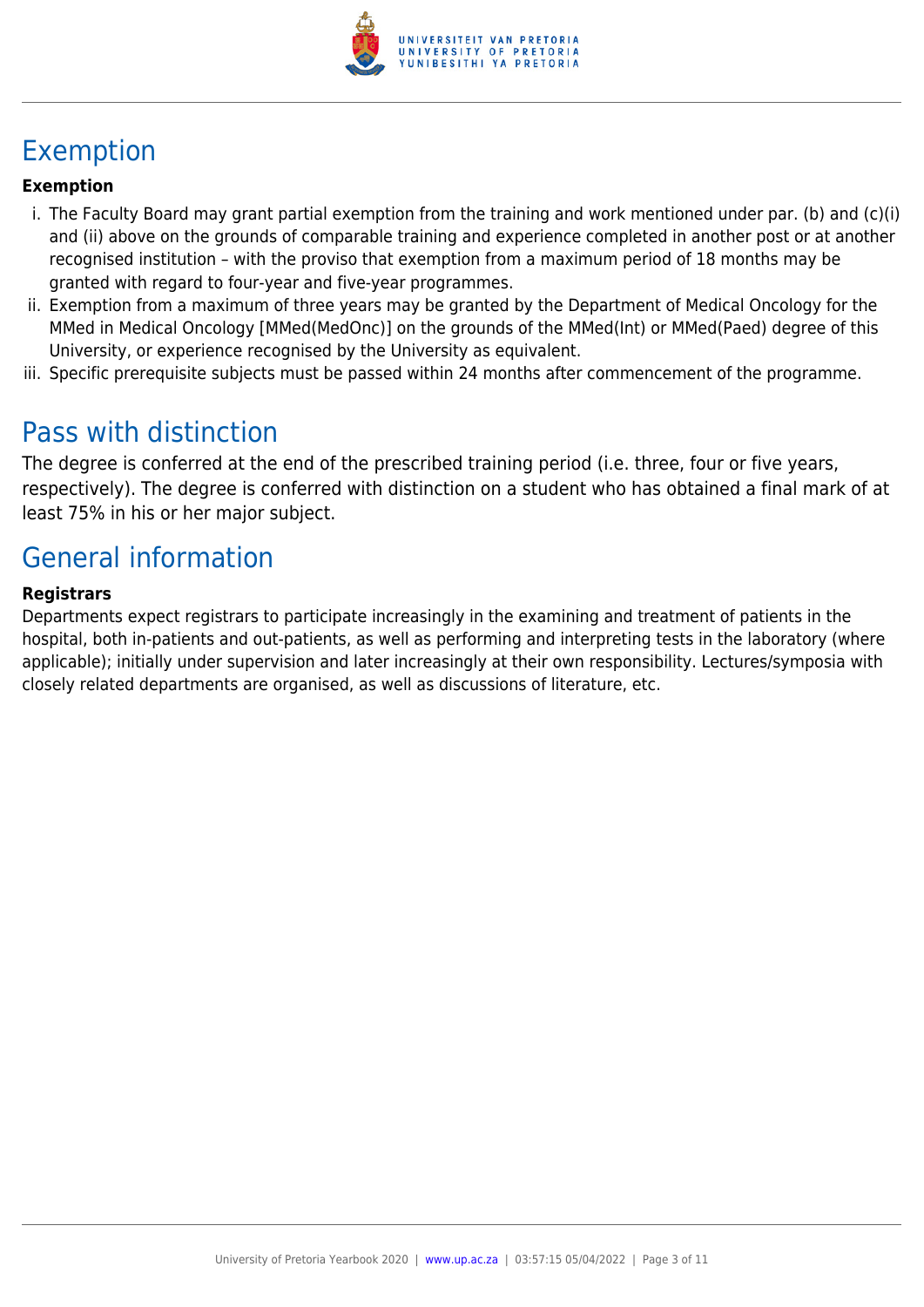## Exemption

**Exemption**

i. The Faculty Board may grant partial exemption from the training and work mentioned under par. (b) and (c)(i) and (ii) above on the grounds of comparable training and experience completed in another post or at another recognised institution – with the proviso that exemption from a maximum period of 18 months may be granted with regard to four-year and five-year programmes.

ii. Exemption from a maximum of three years may be granted by the Department of Medical Oncology for the MMed in Medical Oncology [MMed(MedOnc)] on the grounds of the MMed(Int) or MMed(Paed) degree of this University, or experience recognised by the University as equivalent.

iii. Specific prerequisite subjects must be passed within 24 months after commencement of the programme.

## Pass with distinction

The degree is conferred at the end of the prescribed training period (i.e. three, four or five years, respectively). The degree is conferred with distinction on a student who has obtained a final mark of at least 75% in his or her major subject.

## General information

**Registrars**

Departments expect registrars to participate increasingly in the examining and treatment of patients in the hospital, both in-patients and out-patients, as well as performing and interpreting tests in the laboratory (where applicable); initially under supervision and later increasingly at their own responsibility. Lectures/symposia with closely related departments are organised, as well as discussions of literature, etc.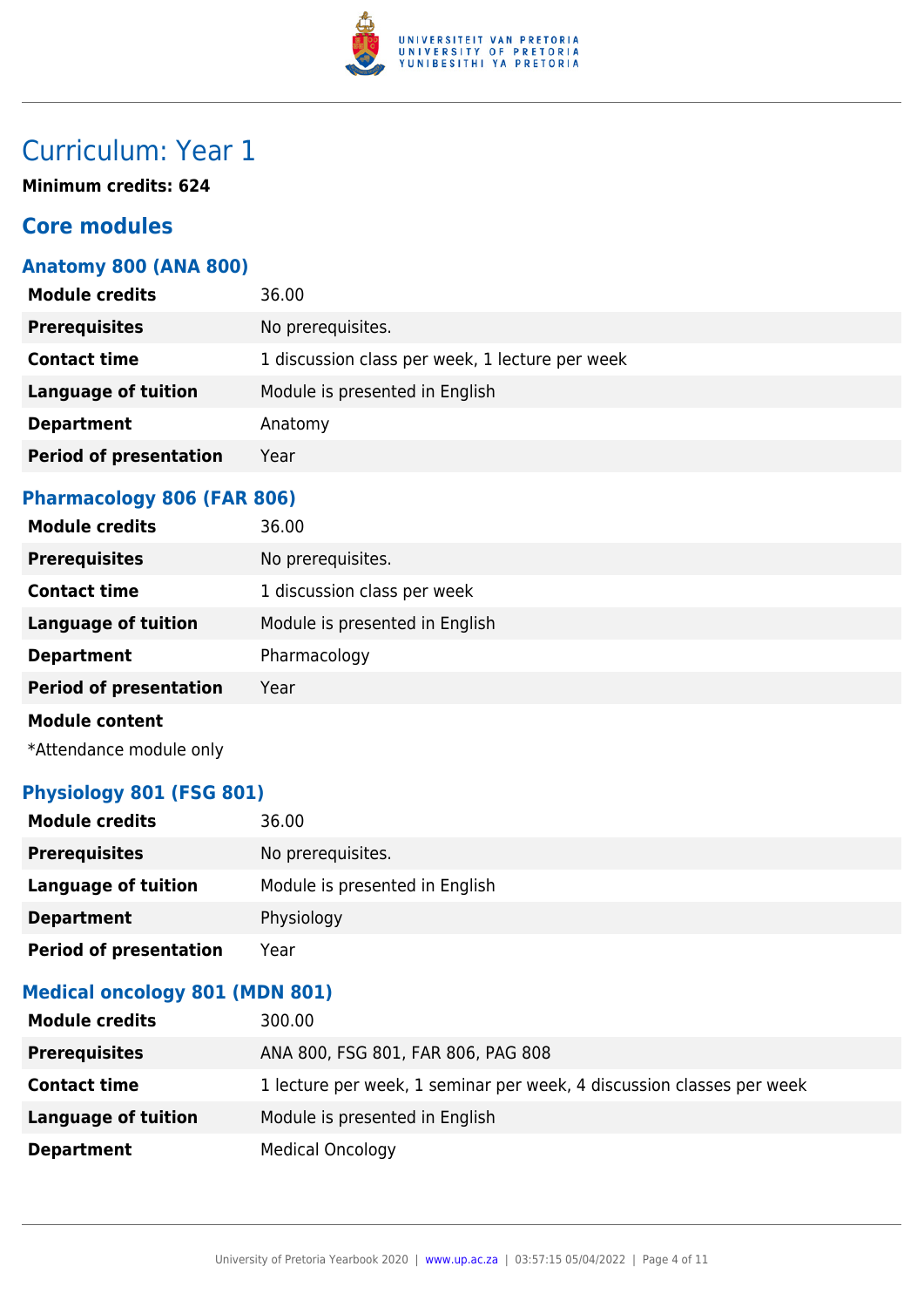# Curriculum: Year 1

**Minimum credits: 624**

## Core modules

### Anatomy 800 (ANA 800)

| | |
|---|---|
| **Module credits** | 36.00 |
| **Prerequisites** | No prerequisites. |
| **Contact time** | 1 discussion class per week, 1 lecture per week |
| **Language of tuition** | Module is presented in English |
| **Department** | Anatomy |
| **Period of presentation** | Year |

### Pharmacology 806 (FAR 806)

| | |
|---|---|
| **Module credits** | 36.00 |
| **Prerequisites** | No prerequisites. |
| **Contact time** | 1 discussion class per week |
| **Language of tuition** | Module is presented in English |
| **Department** | Pharmacology |
| **Period of presentation** | Year |

**Module content**

*Attendance module only

### Physiology 801 (FSG 801)

| | |
|---|---|
| **Module credits** | 36.00 |
| **Prerequisites** | No prerequisites. |
| **Language of tuition** | Module is presented in English |
| **Department** | Physiology |
| **Period of presentation** | Year |

### Medical oncology 801 (MDN 801)

| | |
|---|---|
| **Module credits** | 300.00 |
| **Prerequisites** | ANA 800, FSG 801, FAR 806, PAG 808 |
| **Contact time** | 1 lecture per week, 1 seminar per week, 4 discussion classes per week |
| **Language of tuition** | Module is presented in English |
| **Department** | Medical Oncology |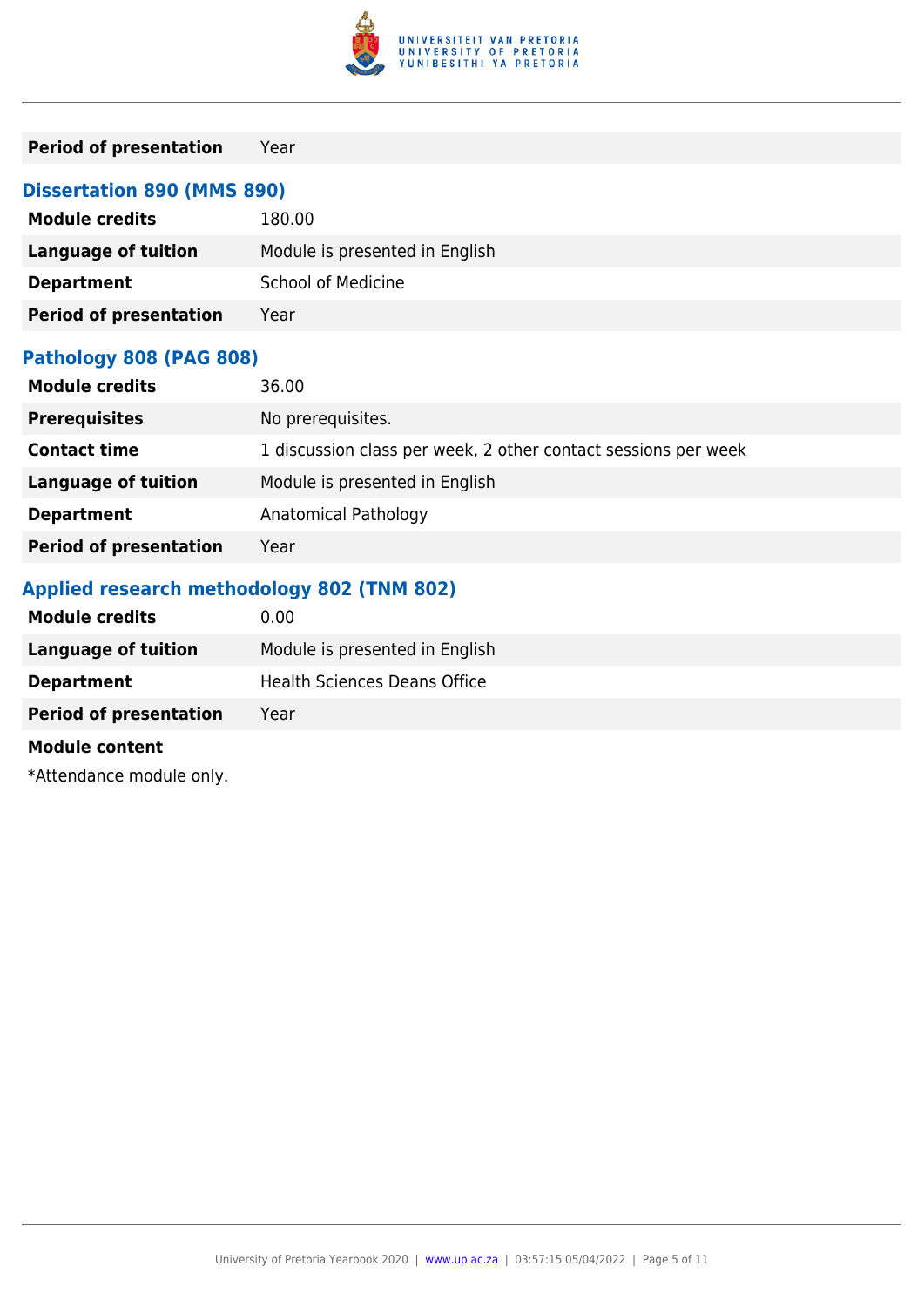| | |
|---|---|
| **Period of presentation** | Year |

### Dissertation 890 (MMS 890)

| | |
|---|---|
| **Module credits** | 180.00 |
| **Language of tuition** | Module is presented in English |
| **Department** | School of Medicine |
| **Period of presentation** | Year |

### Pathology 808 (PAG 808)

| | |
|---|---|
| **Module credits** | 36.00 |
| **Prerequisites** | No prerequisites. |
| **Contact time** | 1 discussion class per week, 2 other contact sessions per week |
| **Language of tuition** | Module is presented in English |
| **Department** | Anatomical Pathology |
| **Period of presentation** | Year |

### Applied research methodology 802 (TNM 802)

| | |
|---|---|
| **Module credits** | 0.00 |
| **Language of tuition** | Module is presented in English |
| **Department** | Health Sciences Deans Office |
| **Period of presentation** | Year |

**Module content**

*Attendance module only.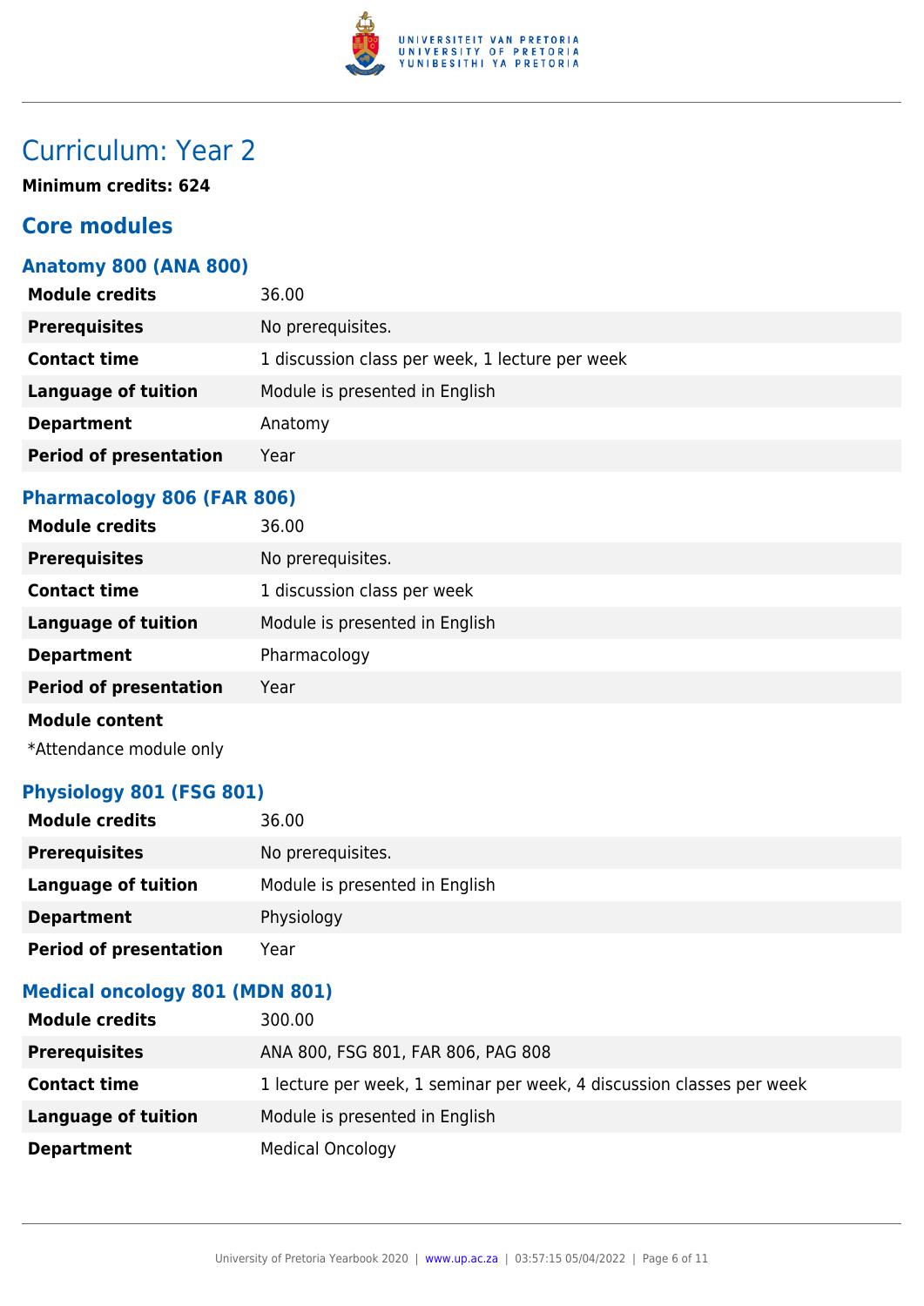# Curriculum: Year 2

**Minimum credits: 624**

## Core modules

### Anatomy 800 (ANA 800)

| | |
|---|---|
| **Module credits** | 36.00 |
| **Prerequisites** | No prerequisites. |
| **Contact time** | 1 discussion class per week, 1 lecture per week |
| **Language of tuition** | Module is presented in English |
| **Department** | Anatomy |
| **Period of presentation** | Year |

### Pharmacology 806 (FAR 806)

| | |
|---|---|
| **Module credits** | 36.00 |
| **Prerequisites** | No prerequisites. |
| **Contact time** | 1 discussion class per week |
| **Language of tuition** | Module is presented in English |
| **Department** | Pharmacology |
| **Period of presentation** | Year |

**Module content**

*Attendance module only

### Physiology 801 (FSG 801)

| | |
|---|---|
| **Module credits** | 36.00 |
| **Prerequisites** | No prerequisites. |
| **Language of tuition** | Module is presented in English |
| **Department** | Physiology |
| **Period of presentation** | Year |

### Medical oncology 801 (MDN 801)

| | |
|---|---|
| **Module credits** | 300.00 |
| **Prerequisites** | ANA 800, FSG 801, FAR 806, PAG 808 |
| **Contact time** | 1 lecture per week, 1 seminar per week, 4 discussion classes per week |
| **Language of tuition** | Module is presented in English |
| **Department** | Medical Oncology |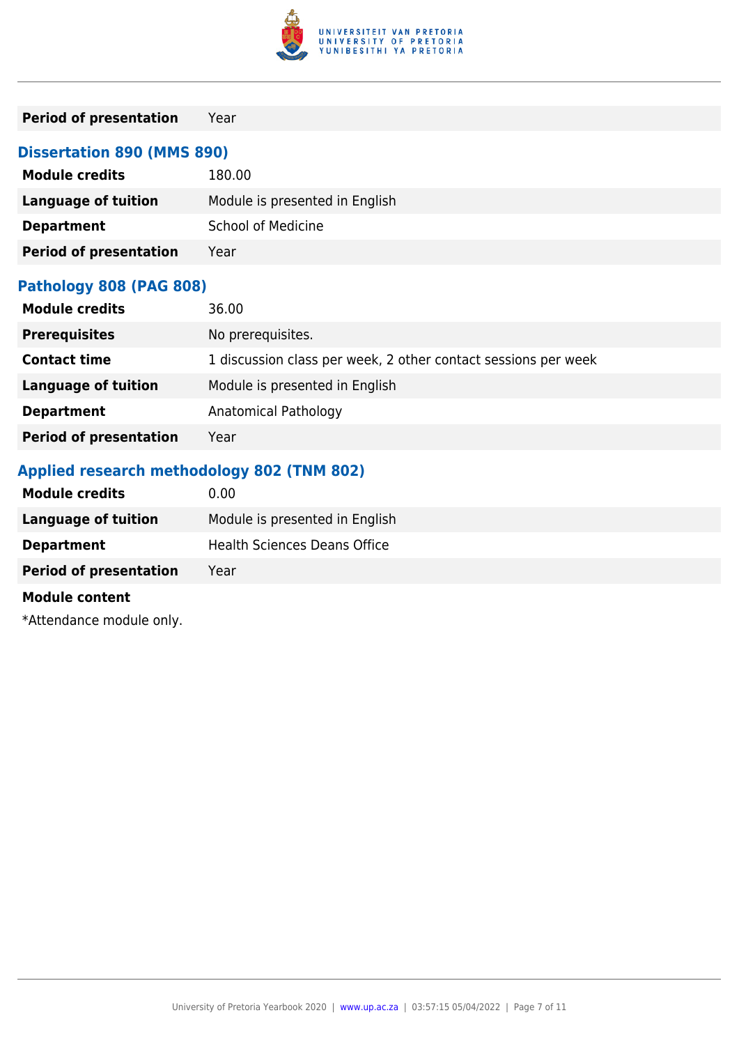| | |
|---|---|
| **Period of presentation** | Year |

### Dissertation 890 (MMS 890)

| | |
|---|---|
| **Module credits** | 180.00 |
| **Language of tuition** | Module is presented in English |
| **Department** | School of Medicine |
| **Period of presentation** | Year |

### Pathology 808 (PAG 808)

| | |
|---|---|
| **Module credits** | 36.00 |
| **Prerequisites** | No prerequisites. |
| **Contact time** | 1 discussion class per week, 2 other contact sessions per week |
| **Language of tuition** | Module is presented in English |
| **Department** | Anatomical Pathology |
| **Period of presentation** | Year |

### Applied research methodology 802 (TNM 802)

| | |
|---|---|
| **Module credits** | 0.00 |
| **Language of tuition** | Module is presented in English |
| **Department** | Health Sciences Deans Office |
| **Period of presentation** | Year |

**Module content**

*Attendance module only.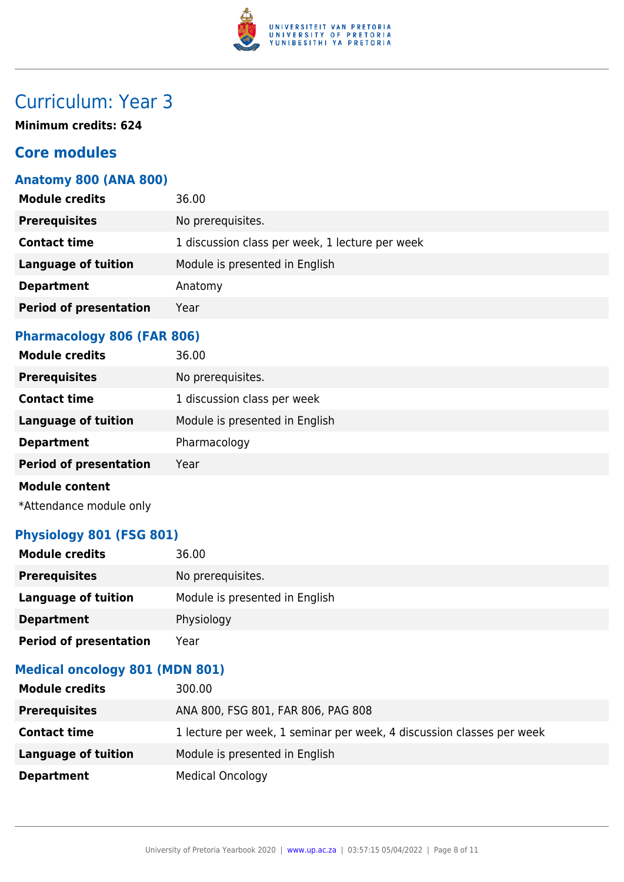# Curriculum: Year 3

**Minimum credits: 624**

## Core modules

### Anatomy 800 (ANA 800)

| | |
|---|---|
| **Module credits** | 36.00 |
| **Prerequisites** | No prerequisites. |
| **Contact time** | 1 discussion class per week, 1 lecture per week |
| **Language of tuition** | Module is presented in English |
| **Department** | Anatomy |
| **Period of presentation** | Year |

### Pharmacology 806 (FAR 806)

| | |
|---|---|
| **Module credits** | 36.00 |
| **Prerequisites** | No prerequisites. |
| **Contact time** | 1 discussion class per week |
| **Language of tuition** | Module is presented in English |
| **Department** | Pharmacology |
| **Period of presentation** | Year |

**Module content**

*Attendance module only

### Physiology 801 (FSG 801)

| | |
|---|---|
| **Module credits** | 36.00 |
| **Prerequisites** | No prerequisites. |
| **Language of tuition** | Module is presented in English |
| **Department** | Physiology |
| **Period of presentation** | Year |

### Medical oncology 801 (MDN 801)

| | |
|---|---|
| **Module credits** | 300.00 |
| **Prerequisites** | ANA 800, FSG 801, FAR 806, PAG 808 |
| **Contact time** | 1 lecture per week, 1 seminar per week, 4 discussion classes per week |
| **Language of tuition** | Module is presented in English |
| **Department** | Medical Oncology |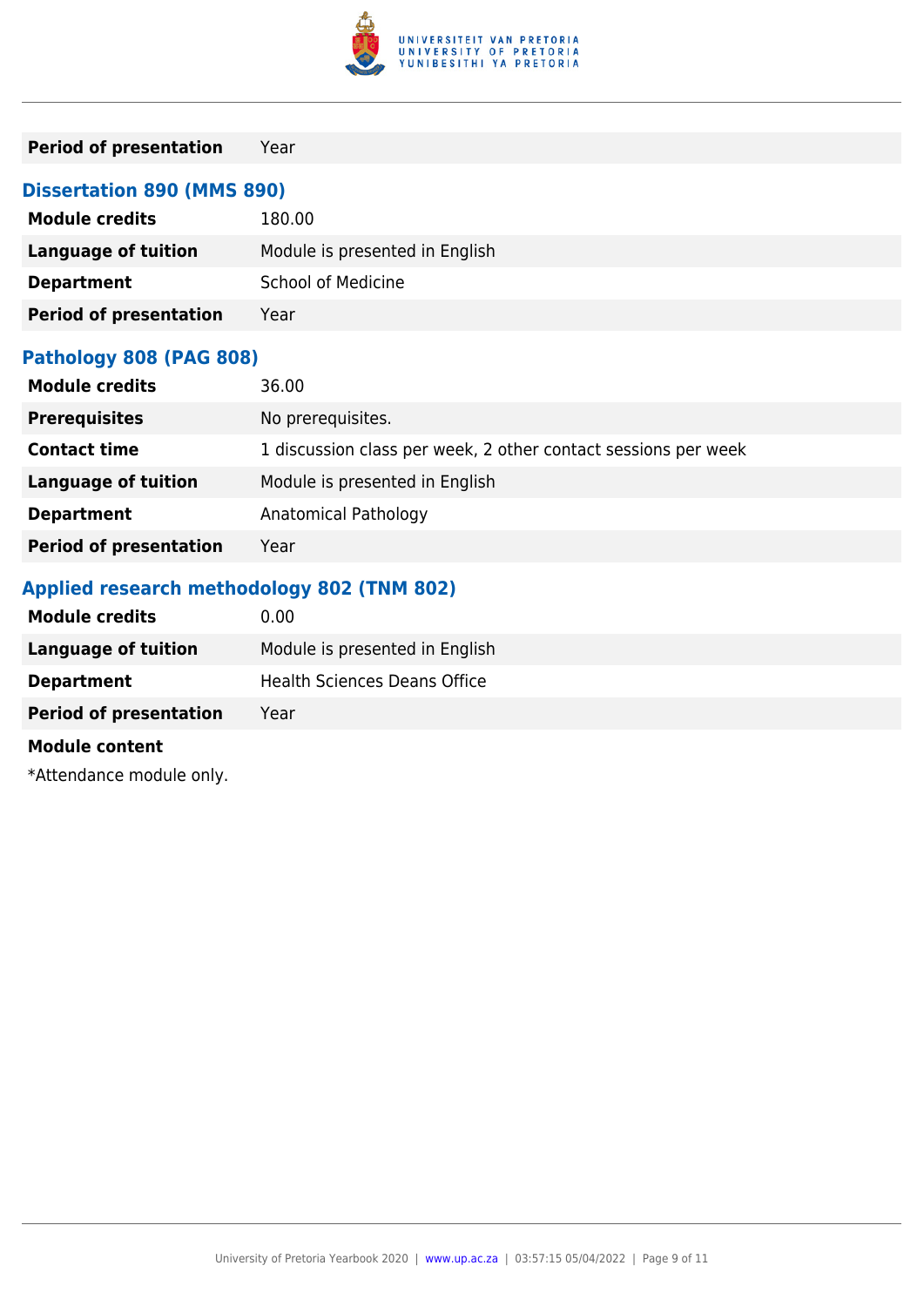| | |
|---|---|
| **Period of presentation** | Year |

### Dissertation 890 (MMS 890)

| | |
|---|---|
| **Module credits** | 180.00 |
| **Language of tuition** | Module is presented in English |
| **Department** | School of Medicine |
| **Period of presentation** | Year |

### Pathology 808 (PAG 808)

| | |
|---|---|
| **Module credits** | 36.00 |
| **Prerequisites** | No prerequisites. |
| **Contact time** | 1 discussion class per week, 2 other contact sessions per week |
| **Language of tuition** | Module is presented in English |
| **Department** | Anatomical Pathology |
| **Period of presentation** | Year |

### Applied research methodology 802 (TNM 802)

| | |
|---|---|
| **Module credits** | 0.00 |
| **Language of tuition** | Module is presented in English |
| **Department** | Health Sciences Deans Office |
| **Period of presentation** | Year |

**Module content**

*Attendance module only.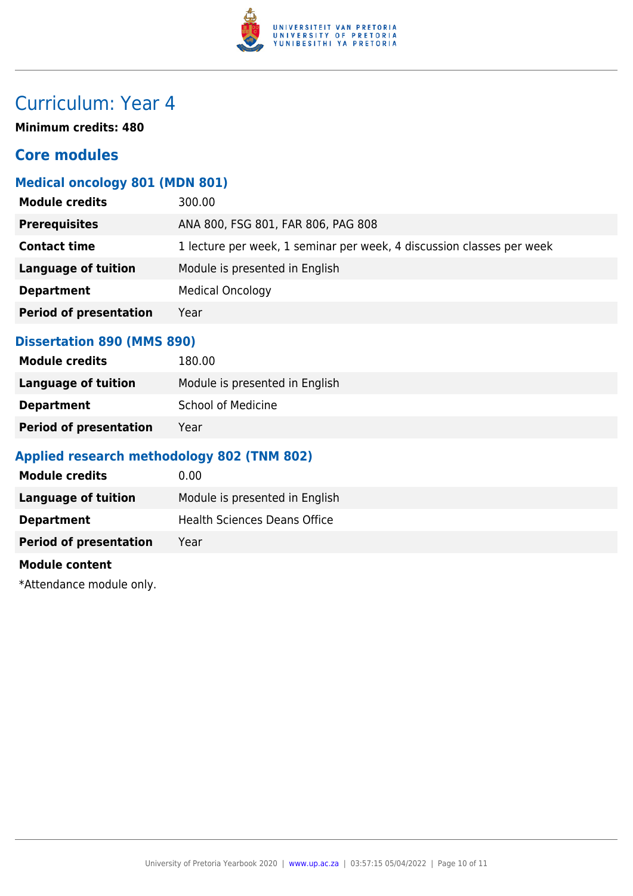# Curriculum: Year 4

**Minimum credits: 480**

## Core modules

### Medical oncology 801 (MDN 801)

| | |
|---|---|
| **Module credits** | 300.00 |
| **Prerequisites** | ANA 800, FSG 801, FAR 806, PAG 808 |
| **Contact time** | 1 lecture per week, 1 seminar per week, 4 discussion classes per week |
| **Language of tuition** | Module is presented in English |
| **Department** | Medical Oncology |
| **Period of presentation** | Year |

### Dissertation 890 (MMS 890)

| | |
|---|---|
| **Module credits** | 180.00 |
| **Language of tuition** | Module is presented in English |
| **Department** | School of Medicine |
| **Period of presentation** | Year |

### Applied research methodology 802 (TNM 802)

| | |
|---|---|
| **Module credits** | 0.00 |
| **Language of tuition** | Module is presented in English |
| **Department** | Health Sciences Deans Office |
| **Period of presentation** | Year |

**Module content**

*Attendance module only.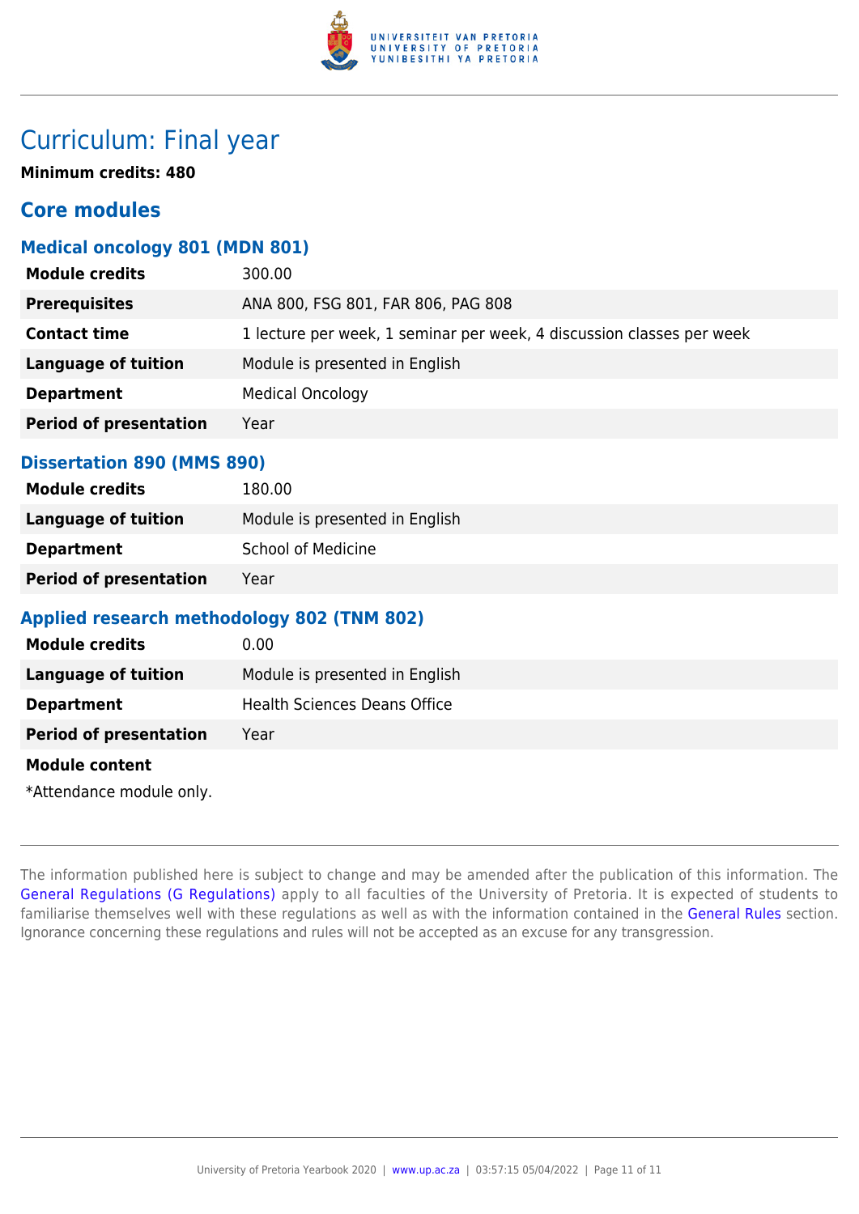# Curriculum: Final year

**Minimum credits: 480**

## Core modules

### Medical oncology 801 (MDN 801)

| | |
|---|---|
| **Module credits** | 300.00 |
| **Prerequisites** | ANA 800, FSG 801, FAR 806, PAG 808 |
| **Contact time** | 1 lecture per week, 1 seminar per week, 4 discussion classes per week |
| **Language of tuition** | Module is presented in English |
| **Department** | Medical Oncology |
| **Period of presentation** | Year |

### Dissertation 890 (MMS 890)

| | |
|---|---|
| **Module credits** | 180.00 |
| **Language of tuition** | Module is presented in English |
| **Department** | School of Medicine |
| **Period of presentation** | Year |

### Applied research methodology 802 (TNM 802)

| | |
|---|---|
| **Module credits** | 0.00 |
| **Language of tuition** | Module is presented in English |
| **Department** | Health Sciences Deans Office |
| **Period of presentation** | Year |

**Module content**

*Attendance module only.

The information published here is subject to change and may be amended after the publication of this information. The General Regulations (G Regulations) apply to all faculties of the University of Pretoria. It is expected of students to familiarise themselves well with these regulations as well as with the information contained in the General Rules section. Ignorance concerning these regulations and rules will not be accepted as an excuse for any transgression.